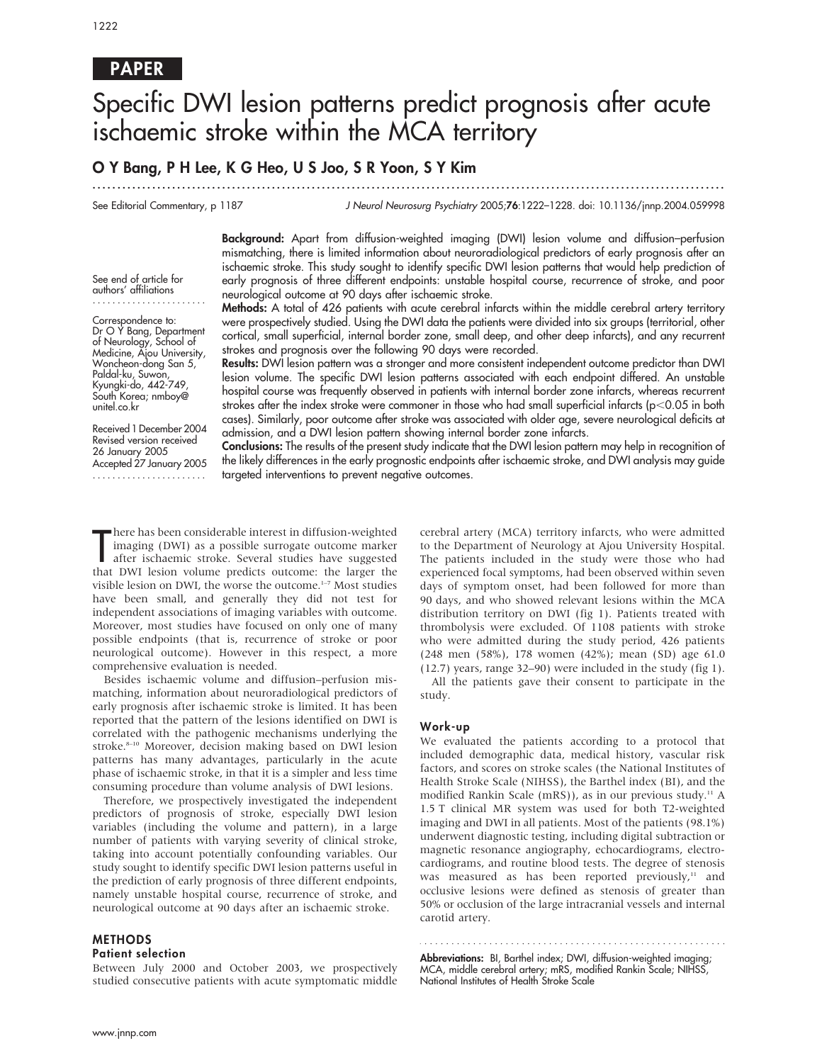**PAPER**

# Specific DWI lesion patterns predict prognosis after acute ischaemic stroke within the MCA territory

**O Y Bang, P H Lee, K G Heo, U S Joo, S R Yoon, S Y Kim**

See Editorial Commentary, p 1187

See end of article for authors' affiliations

Correspondence to: Dr O Y Bang, Department of Neurology, School of Medicine, Ajou University, Woncheon-dong San 5, Paldal-ku, Suwon, Kyungki-do, 442-749, South Korea; nmboy@unitel.co.kr

Received 1 December 2004
Revised version received 26 January 2005
Accepted 27 January 2005

**Background:** Apart from diffusion-weighted imaging (DWI) lesion volume and diffusion–perfusion mismatching, there is limited information about neuroradiological predictors of early prognosis after an ischaemic stroke. This study sought to identify specific DWI lesion patterns that would help prediction of early prognosis of three different endpoints: unstable hospital course, recurrence of stroke, and poor neurological outcome at 90 days after ischaemic stroke.

**Methods:** A total of 426 patients with acute cerebral infarcts within the middle cerebral artery territory were prospectively studied. Using the DWI data the patients were divided into six groups (territorial, other cortical, small superficial, internal border zone, small deep, and other deep infarcts), and any recurrent strokes and prognosis over the following 90 days were recorded.

**Results:** DWI lesion pattern was a stronger and more consistent independent outcome predictor than DWI lesion volume. The specific DWI lesion patterns associated with each endpoint differed. An unstable hospital course was frequently observed in patients with internal border zone infarcts, whereas recurrent strokes after the index stroke were commoner in those who had small superficial infarcts ($p<0.05$ in both cases). Similarly, poor outcome after stroke was associated with older age, severe neurological deficits at admission, and a DWI lesion pattern showing internal border zone infarcts.

**Conclusions:** The results of the present study indicate that the DWI lesion pattern may help in recognition of the likely differences in the early prognostic endpoints after ischaemic stroke, and DWI analysis may guide targeted interventions to prevent negative outcomes.

There has been considerable interest in diffusion-weighted imaging (DWI) as a possible surrogate outcome marker after ischaemic stroke. Several studies have suggested that DWI lesion volume predicts outcome: the larger the visible lesion on DWI, the worse the outcome.[1–7] Most studies have been small, and generally they did not test for independent associations of imaging variables with outcome. Moreover, most studies have focused on only one of many possible endpoints (that is, recurrence of stroke or poor neurological outcome). However in this respect, a more comprehensive evaluation is needed.

Besides ischaemic volume and diffusion–perfusion mismatching, information about neuroradiological predictors of early prognosis after ischaemic stroke is limited. It has been reported that the pattern of the lesions identified on DWI is correlated with the pathogenic mechanisms underlying the stroke.[8–10] Moreover, decision making based on DWI lesion patterns has many advantages, particularly in the acute phase of ischaemic stroke, in that it is a simpler and less time consuming procedure than volume analysis of DWI lesions.

Therefore, we prospectively investigated the independent predictors of prognosis of stroke, especially DWI lesion variables (including the volume and pattern), in a large number of patients with varying severity of clinical stroke, taking into account potentially confounding variables. Our study sought to identify specific DWI lesion patterns useful in the prediction of early prognosis of three different endpoints, namely unstable hospital course, recurrence of stroke, and neurological outcome at 90 days after an ischaemic stroke.

## METHODS

### Patient selection

Between July 2000 and October 2003, we prospectively studied consecutive patients with acute symptomatic middle cerebral artery (MCA) territory infarcts, who were admitted to the Department of Neurology at Ajou University Hospital. The patients included in the study were those who had experienced focal symptoms, had been observed within seven days of symptom onset, had been followed for more than 90 days, and who showed relevant lesions within the MCA distribution territory on DWI (fig 1). Patients treated with thrombolysis were excluded. Of 1108 patients with stroke who were admitted during the study period, 426 patients (248 men (58%), 178 women (42%); mean (SD) age 61.0 (12.7) years, range 32–90) were included in the study (fig 1).

All the patients gave their consent to participate in the study.

### Work-up

We evaluated the patients according to a protocol that included demographic data, medical history, vascular risk factors, and scores on stroke scales (the National Institutes of Health Stroke Scale (NIHSS), the Barthel index (BI), and the modified Rankin Scale (mRS)), as in our previous study.[11] A 1.5 T clinical MR system was used for both T2-weighted imaging and DWI in all patients. Most of the patients (98.1%) underwent diagnostic testing, including digital subtraction or magnetic resonance angiography, echocardiograms, electrocardiograms, and routine blood tests. The degree of stenosis was measured as has been reported previously,[11] and occlusive lesions were defined as stenosis of greater than 50% or occlusion of the large intracranial vessels and internal carotid artery.

**Abbreviations:** BI, Barthel index; DWI, diffusion-weighted imaging; MCA, middle cerebral artery; mRS, modified Rankin Scale; NIHSS, National Institutes of Health Stroke Scale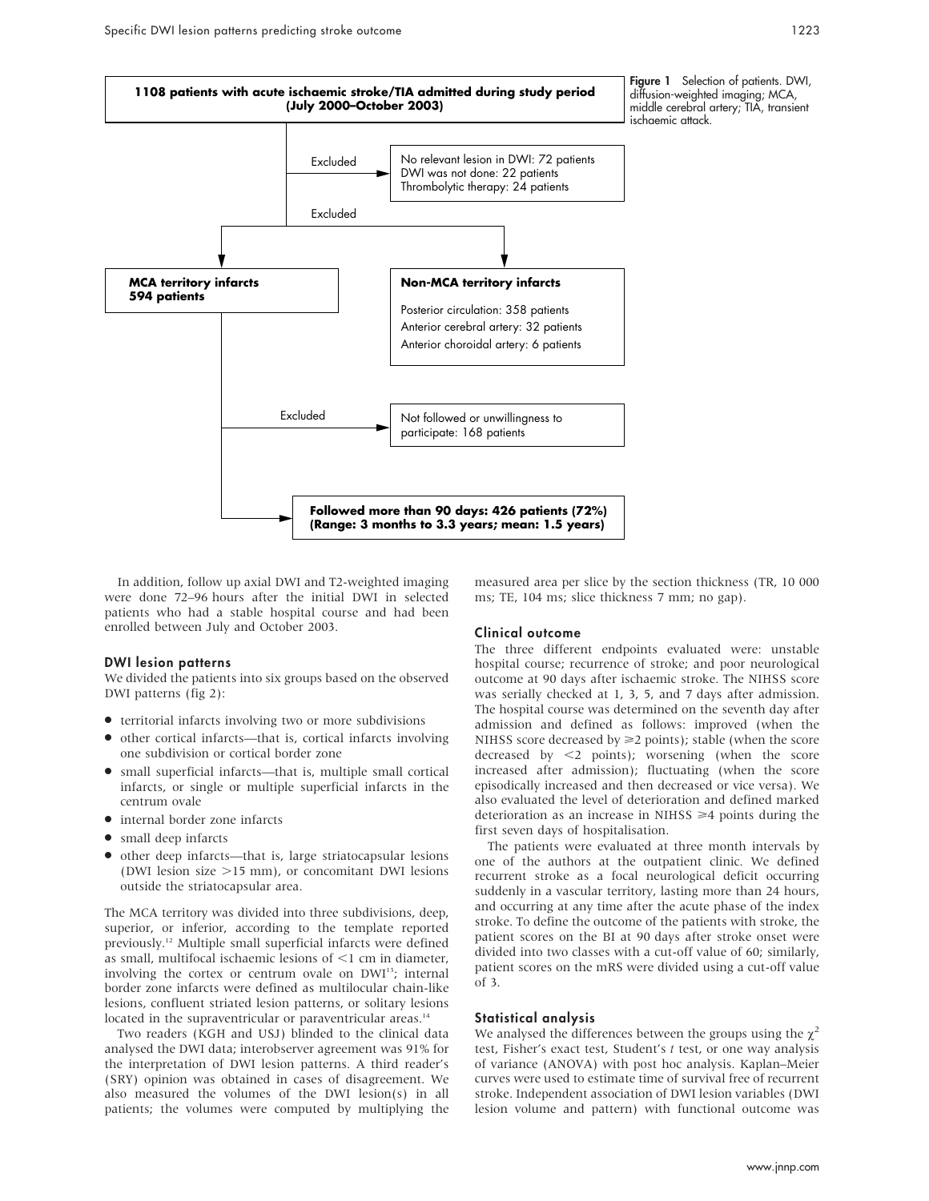**1108 patients with acute ischaemic stroke/TIA admitted during study period (July 2000–October 2003)**

Excluded → No relevant lesion in DWI: 72 patients; DWI was not done: 22 patients; Thrombolytic therapy: 24 patients

Excluded →

**MCA territory infarcts 594 patients**

**Non-MCA territory infarcts**
Posterior circulation: 358 patients
Anterior cerebral artery: 32 patients
Anterior choroidal artery: 6 patients

Excluded → Not followed or unwillingness to participate: 168 patients

**Followed more than 90 days: 426 patients (72%) (Range: 3 months to 3.3 years; mean: 1.5 years)**

**Figure 1** Selection of patients. DWI, diffusion-weighted imaging; MCA, middle cerebral artery; TIA, transient ischaemic attack.

In addition, follow up axial DWI and T2-weighted imaging were done 72–96 hours after the initial DWI in selected patients who had a stable hospital course and had been enrolled between July and October 2003.

### DWI lesion patterns

We divided the patients into six groups based on the observed DWI patterns (fig 2):

- territorial infarcts involving two or more subdivisions
- other cortical infarcts—that is, cortical infarcts involving one subdivision or cortical border zone
- small superficial infarcts—that is, multiple small cortical infarcts, or single or multiple superficial infarcts in the centrum ovale
- internal border zone infarcts
- small deep infarcts
- other deep infarcts—that is, large striatocapsular lesions (DWI lesion size >15 mm), or concomitant DWI lesions outside the striatocapsular area.

The MCA territory was divided into three subdivisions, deep, superior, or inferior, according to the template reported previously.[12] Multiple small superficial infarcts were defined as small, multifocal ischaemic lesions of <1 cm in diameter, involving the cortex or centrum ovale on DWI[13]; internal border zone infarcts were defined as multilocular chain-like lesions, confluent striated lesion patterns, or solitary lesions located in the supraventricular or paraventricular areas.[14]

Two readers (KGH and USJ) blinded to the clinical data analysed the DWI data; interobserver agreement was 91% for the interpretation of DWI lesion patterns. A third reader's (SRY) opinion was obtained in cases of disagreement. We also measured the volumes of the DWI lesion(s) in all patients; the volumes were computed by multiplying the measured area per slice by the section thickness (TR, 10 000 ms; TE, 104 ms; slice thickness 7 mm; no gap).

### Clinical outcome

The three different endpoints evaluated were: unstable hospital course; recurrence of stroke; and poor neurological outcome at 90 days after ischaemic stroke. The NIHSS score was serially checked at 1, 3, 5, and 7 days after admission. The hospital course was determined on the seventh day after admission and defined as follows: improved (when the NIHSS score decreased by ⩾2 points); stable (when the score decreased by <2 points); worsening (when the score increased after admission); fluctuating (when the score episodically increased and then decreased or vice versa). We also evaluated the level of deterioration and defined marked deterioration as an increase in NIHSS ⩾4 points during the first seven days of hospitalisation.

The patients were evaluated at three month intervals by one of the authors at the outpatient clinic. We defined recurrent stroke as a focal neurological deficit occurring suddenly in a vascular territory, lasting more than 24 hours, and occurring at any time after the acute phase of the index stroke. To define the outcome of the patients with stroke, the patient scores on the BI at 90 days after stroke onset were divided into two classes with a cut-off value of 60; similarly, patient scores on the mRS were divided using a cut-off value of 3.

### Statistical analysis

We analysed the differences between the groups using the $\chi^2$ test, Fisher's exact test, Student's *t* test, or one way analysis of variance (ANOVA) with post hoc analysis. Kaplan–Meier curves were used to estimate time of survival free of recurrent stroke. Independent association of DWI lesion variables (DWI lesion volume and pattern) with functional outcome was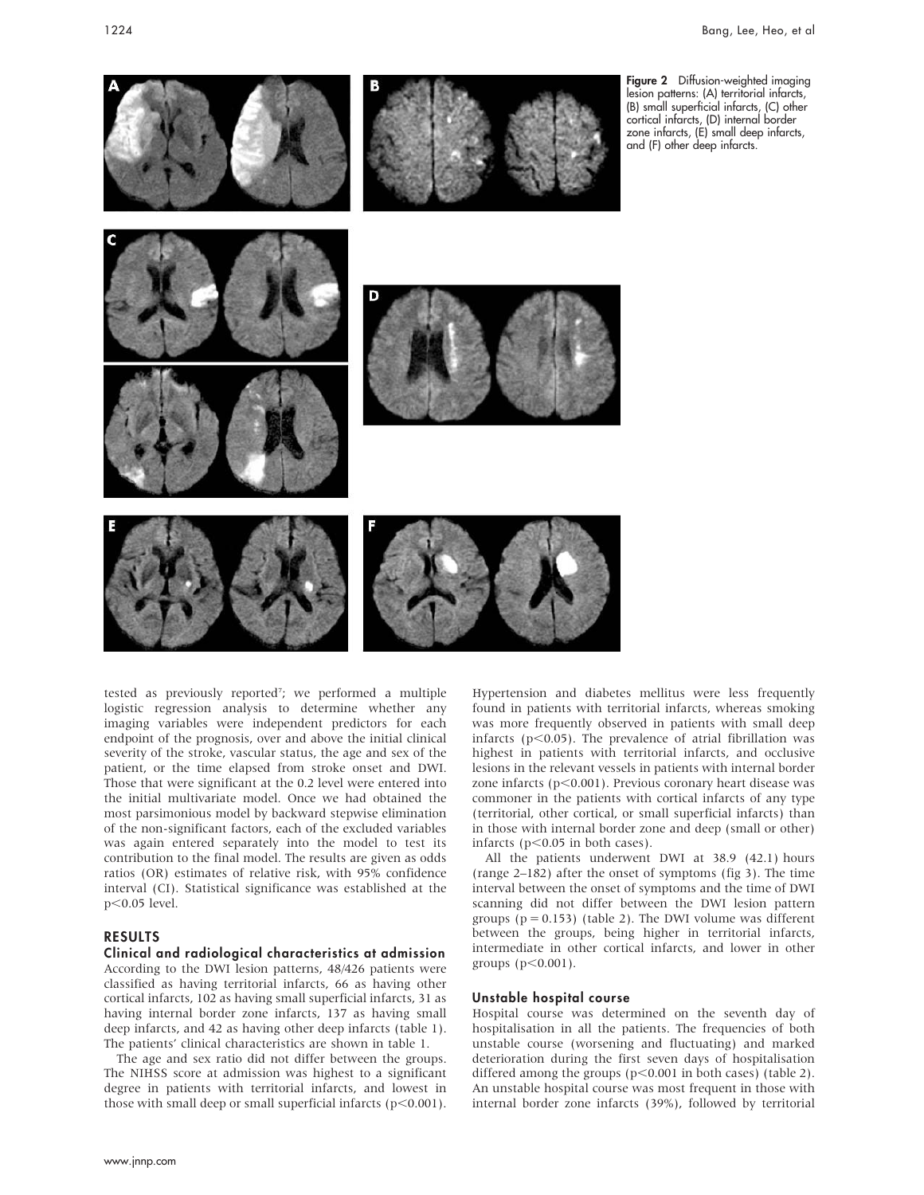Figure 2 Diffusion-weighted imaging lesion patterns: (A) territorial infarcts, (B) small superficial infarcts, (C) other cortical infarcts, (D) internal border zone infarcts, (E) small deep infarcts, and (F) other deep infarcts.

tested as previously reported[7]; we performed a multiple logistic regression analysis to determine whether any imaging variables were independent predictors for each endpoint of the prognosis, over and above the initial clinical severity of the stroke, vascular status, the age and sex of the patient, or the time elapsed from stroke onset and DWI. Those that were significant at the 0.2 level were entered into the initial multivariate model. Once we had obtained the most parsimonious model by backward stepwise elimination of the non-significant factors, each of the excluded variables was again entered separately into the model to test its contribution to the final model. The results are given as odds ratios (OR) estimates of relative risk, with 95% confidence interval (CI). Statistical significance was established at the $p<0.05$ level.

## RESULTS

### Clinical and radiological characteristics at admission

According to the DWI lesion patterns, 48/426 patients were classified as having territorial infarcts, 66 as having other cortical infarcts, 102 as having small superficial infarcts, 31 as having internal border zone infarcts, 137 as having small deep infarcts, and 42 as having other deep infarcts (table 1). The patients' clinical characteristics are shown in table 1.

The age and sex ratio did not differ between the groups. The NIHSS score at admission was highest to a significant degree in patients with territorial infarcts, and lowest in those with small deep or small superficial infarcts ($p<0.001$). Hypertension and diabetes mellitus were less frequently found in patients with territorial infarcts, whereas smoking was more frequently observed in patients with small deep infarcts ($p<0.05$). The prevalence of atrial fibrillation was highest in patients with territorial infarcts, and occlusive lesions in the relevant vessels in patients with internal border zone infarcts ($p<0.001$). Previous coronary heart disease was commoner in the patients with cortical infarcts of any type (territorial, other cortical, or small superficial infarcts) than in those with internal border zone and deep (small or other) infarcts ($p<0.05$ in both cases).

All the patients underwent DWI at 38.9 (42.1) hours (range 2–182) after the onset of symptoms (fig 3). The time interval between the onset of symptoms and the time of DWI scanning did not differ between the DWI lesion pattern groups ($p = 0.153$) (table 2). The DWI volume was different between the groups, being higher in territorial infarcts, intermediate in other cortical infarcts, and lower in other groups ($p<0.001$).

### Unstable hospital course

Hospital course was determined on the seventh day of hospitalisation in all the patients. The frequencies of both unstable course (worsening and fluctuating) and marked deterioration during the first seven days of hospitalisation differed among the groups ($p<0.001$ in both cases) (table 2). An unstable hospital course was most frequent in those with internal border zone infarcts (39%), followed by territorial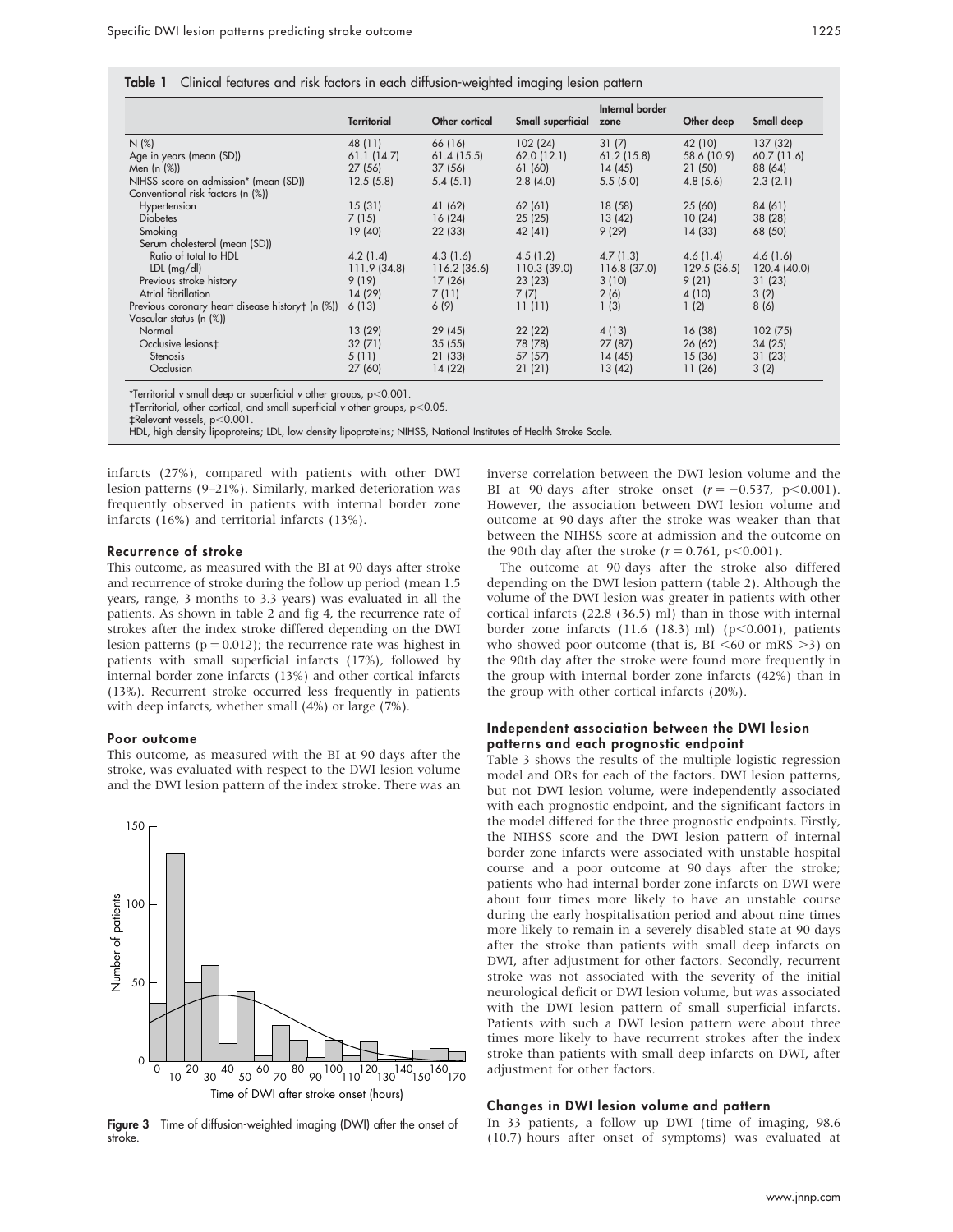**Table 1** Clinical features and risk factors in each diffusion-weighted imaging lesion pattern

| | Territorial | Other cortical | Small superficial | Internal border zone | Other deep | Small deep |
|---|---|---|---|---|---|---|
| N (%) | 48 (11) | 66 (16) | 102 (24) | 31 (7) | 42 (10) | 137 (32) |
| Age in years (mean (SD)) | 61.1 (14.7) | 61.4 (15.5) | 62.0 (12.1) | 61.2 (15.8) | 58.6 (10.9) | 60.7 (11.6) |
| Men (n (%)) | 27 (56) | 37 (56) | 61 (60) | 14 (45) | 21 (50) | 88 (64) |
| NIHSS score on admission* (mean (SD)) | 12.5 (5.8) | 5.4 (5.1) | 2.8 (4.0) | 5.5 (5.0) | 4.8 (5.6) | 2.3 (2.1) |
| Conventional risk factors (n (%)) | | | | | | |
| Hypertension | 15 (31) | 41 (62) | 62 (61) | 18 (58) | 25 (60) | 84 (61) |
| Diabetes | 7 (15) | 16 (24) | 25 (25) | 13 (42) | 10 (24) | 38 (28) |
| Smoking | 19 (40) | 22 (33) | 42 (41) | 9 (29) | 14 (33) | 68 (50) |
| Serum cholesterol (mean (SD)) | | | | | | |
| Ratio of total to HDL | 4.2 (1.4) | 4.3 (1.6) | 4.5 (1.2) | 4.7 (1.3) | 4.6 (1.4) | 4.6 (1.6) |
| LDL (mg/dl) | 111.9 (34.8) | 116.2 (36.6) | 110.3 (39.0) | 116.8 (37.0) | 129.5 (36.5) | 120.4 (40.0) |
| Previous stroke history | 9 (19) | 17 (26) | 23 (23) | 3 (10) | 9 (21) | 31 (23) |
| Atrial fibrillation | 14 (29) | 7 (11) | 7 (7) | 2 (6) | 4 (10) | 3 (2) |
| Previous coronary heart disease history† (n (%)) | 6 (13) | 6 (9) | 11 (11) | 1 (3) | 1 (2) | 8 (6) |
| Vascular status (n (%)) | | | | | | |
| Normal | 13 (29) | 29 (45) | 22 (22) | 4 (13) | 16 (38) | 102 (75) |
| Occlusive lesions‡ | 32 (71) | 35 (55) | 78 (78) | 27 (87) | 26 (62) | 34 (25) |
| Stenosis | 5 (11) | 21 (33) | 57 (57) | 14 (45) | 15 (36) | 31 (23) |
| Occlusion | 27 (60) | 14 (22) | 21 (21) | 13 (42) | 11 (26) | 3 (2) |

*Territorial *v* small deep or superficial *v* other groups, $p<0.001$.
†Territorial, other cortical, and small superficial *v* other groups, $p<0.05$.
‡Relevant vessels, $p<0.001$.
HDL, high density lipoproteins; LDL, low density lipoproteins; NIHSS, National Institutes of Health Stroke Scale.

infarcts (27%), compared with patients with other DWI lesion patterns (9–21%). Similarly, marked deterioration was frequently observed in patients with internal border zone infarcts (16%) and territorial infarcts (13%).

### Recurrence of stroke

This outcome, as measured with the BI at 90 days after stroke and recurrence of stroke during the follow up period (mean 1.5 years, range, 3 months to 3.3 years) was evaluated in all the patients. As shown in table 2 and fig 4, the recurrence rate of strokes after the index stroke differed depending on the DWI lesion patterns ($p = 0.012$); the recurrence rate was highest in patients with small superficial infarcts (17%), followed by internal border zone infarcts (13%) and other cortical infarcts (13%). Recurrent stroke occurred less frequently in patients with deep infarcts, whether small (4%) or large (7%).

### Poor outcome

This outcome, as measured with the BI at 90 days after the stroke, was evaluated with respect to the DWI lesion volume and the DWI lesion pattern of the index stroke. There was an inverse correlation between the DWI lesion volume and the BI at 90 days after stroke onset ($r = -0.537$, $p<0.001$). However, the association between DWI lesion volume and outcome at 90 days after the stroke was weaker than that between the NIHSS score at admission and the outcome on the 90th day after the stroke ($r = 0.761$, $p<0.001$).

The outcome at 90 days after the stroke also differed depending on the DWI lesion pattern (table 2). Although the volume of the DWI lesion was greater in patients with other cortical infarcts (22.8 (36.5) ml) than in those with internal border zone infarcts (11.6 (18.3) ml) ($p<0.001$), patients who showed poor outcome (that is, BI $<60$ or mRS $>3$) on the 90th day after the stroke were found more frequently in the group with internal border zone infarcts (42%) than in the group with other cortical infarcts (20%).

**Figure 3** Time of diffusion-weighted imaging (DWI) after the onset of stroke.

### Independent association between the DWI lesion patterns and each prognostic endpoint

Table 3 shows the results of the multiple logistic regression model and ORs for each of the factors. DWI lesion patterns, but not DWI lesion volume, were independently associated with each prognostic endpoint, and the significant factors in the model differed for the three prognostic endpoints. Firstly, the NIHSS score and the DWI lesion pattern of internal border zone infarcts were associated with unstable hospital course and a poor outcome at 90 days after the stroke; patients who had internal border zone infarcts on DWI were about four times more likely to have an unstable course during the early hospitalisation period and about nine times more likely to remain in a severely disabled state at 90 days after the stroke than patients with small deep infarcts on DWI, after adjustment for other factors. Secondly, recurrent stroke was not associated with the severity of the initial neurological deficit or DWI lesion volume, but was associated with the DWI lesion pattern of small superficial infarcts. Patients with such a DWI lesion pattern were about three times more likely to have recurrent strokes after the index stroke than patients with small deep infarcts on DWI, after adjustment for other factors.

### Changes in DWI lesion volume and pattern

In 33 patients, a follow up DWI (time of imaging, 98.6 (10.7) hours after onset of symptoms) was evaluated at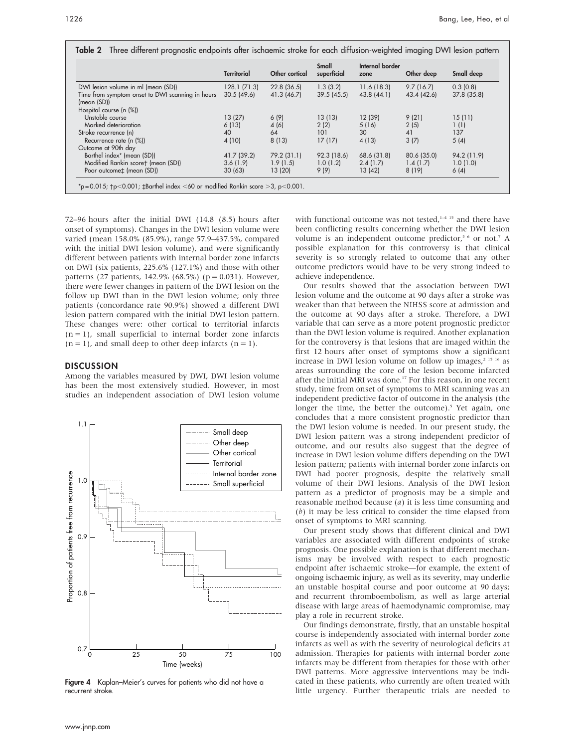**Table 2** Three different prognostic endpoints after ischaemic stroke for each diffusion-weighted imaging DWI lesion pattern

| | Territorial | Other cortical | Small superficial | Internal border zone | Other deep | Small deep |
|---|---|---|---|---|---|---|
| DWI lesion volume in ml (mean (SD)) | 128.1 (71.3) | 22.8 (36.5) | 1.3 (3.2) | 11.6 (18.3) | 9.7 (16.7) | 0.3 (0.8) |
| Time from symptom onset to DWI scanning in hours (mean (SD)) | 30.5 (49.6) | 41.3 (46.7) | 39.5 (45.5) | 43.8 (44.1) | 43.4 (42.6) | 37.8 (35.8) |
| Hospital course (n (%)) | | | | | | |
| Unstable course | 13 (27) | 6 (9) | 13 (13) | 12 (39) | 9 (21) | 15 (11) |
| Marked deterioration | 6 (13) | 4 (6) | 2 (2) | 5 (16) | 2 (5) | 1 (1) |
| Stroke recurrence (n) | 40 | 64 | 101 | 30 | 41 | 137 |
| Recurrence rate (n (%)) | 4 (10) | 8 (13) | 17 (17) | 4 (13) | 3 (7) | 5 (4) |
| Outcome at 90th day | | | | | | |
| Barthel index* (mean (SD)) | 41.7 (39.2) | 79.2 (31.1) | 92.3 (18.6) | 68.6 (31.8) | 80.6 (35.0) | 94.2 (11.9) |
| Modified Rankin score† (mean (SD)) | 3.6 (1.9) | 1.9 (1.5) | 1.0 (1.2) | 2.4 (1.7) | 1.4 (1.7) | 1.0 (1.0) |
| Poor outcome‡ (mean (SD)) | 30 (63) | 13 (20) | 9 (9) | 13 (42) | 8 (19) | 6 (4) |

*$p = 0.015$; †$p < 0.001$; ‡Barthel index <60 or modified Rankin score >3, $p < 0.001$.

72–96 hours after the initial DWI (14.8 (8.5) hours after onset of symptoms). Changes in the DWI lesion volume were varied (mean 158.0% (85.9%), range 57.9–437.5%, compared with the initial DWI lesion volume), and were significantly different between patients with internal border zone infarcts on DWI (six patients, 225.6% (127.1%) and those with other patterns (27 patients, 142.9% (68.5%) ($p = 0.031$). However, there were fewer changes in pattern of the DWI lesion on the follow up DWI than in the DWI lesion volume; only three patients (concordance rate 90.9%) showed a different DWI lesion pattern compared with the initial DWI lesion pattern. These changes were: other cortical to territorial infarcts (n = 1), small superficial to internal border zone infarcts (n = 1), and small deep to other deep infarcts (n = 1).

## DISCUSSION

Among the variables measured by DWI, DWI lesion volume has been the most extensively studied. However, in most studies an independent association of DWI lesion volume with functional outcome was not tested,[1–4 15] and there have been conflicting results concerning whether the DWI lesion volume is an independent outcome predictor,[5 6] or not.[7] A possible explanation for this controversy is that clinical severity is so strongly related to outcome that any other outcome predictors would have to be very strong indeed to achieve independence.

Our results showed that the association between DWI lesion volume and the outcome at 90 days after a stroke was weaker than that between the NIHSS score at admission and the outcome at 90 days after a stroke. Therefore, a DWI variable that can serve as a more potent prognostic predictor than the DWI lesion volume is required. Another explanation for the controversy is that lesions that are imaged within the first 12 hours after onset of symptoms show a significant increase in DWI lesion volume on follow up images,[2 15 16] as areas surrounding the core of the lesion become infarcted after the initial MRI was done.[17] For this reason, in one recent study, time from onset of symptoms to MRI scanning was an independent predictive factor of outcome in the analysis (the longer the time, the better the outcome).[5] Yet again, one concludes that a more consistent prognostic predictor than the DWI lesion volume is needed. In our present study, the DWI lesion pattern was a strong independent predictor of outcome, and our results also suggest that the degree of increase in DWI lesion volume differs depending on the DWI lesion pattern; patients with internal border zone infarcts on DWI had poorer prognosis, despite the relatively small volume of their DWI lesions. Analysis of the DWI lesion pattern as a predictor of prognosis may be a simple and reasonable method because (*a*) it is less time consuming and (*b*) it may be less critical to consider the time elapsed from onset of symptoms to MRI scanning.

Our present study shows that different clinical and DWI variables are associated with different endpoints of stroke prognosis. One possible explanation is that different mechanisms may be involved with respect to each prognostic endpoint after ischaemic stroke—for example, the extent of ongoing ischaemic injury, as well as its severity, may underlie an unstable hospital course and poor outcome at 90 days; and recurrent thromboembolism, as well as large arterial disease with large areas of haemodynamic compromise, may play a role in recurrent stroke.

Our findings demonstrate, firstly, that an unstable hospital course is independently associated with internal border zone infarcts as well as with the severity of neurological deficits at admission. Therapies for patients with internal border zone infarcts may be different from therapies for those with other DWI patterns. More aggressive interventions may be indicated in these patients, who currently are often treated with little urgency. Further therapeutic trials are needed to

**Figure 4** Kaplan–Meier's curves for patients who did not have a recurrent stroke.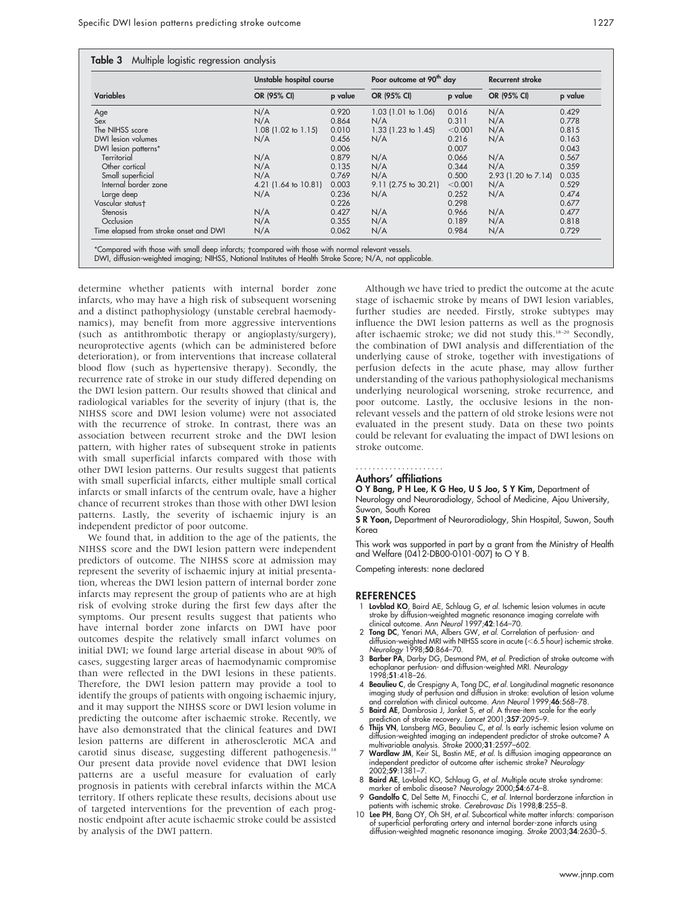**Table 3** Multiple logistic regression analysis

| Variables | Unstable hospital course | | Poor outcome at 90th day | | Recurrent stroke | |
|---|---|---|---|---|---|---|
| | OR (95% CI) | p value | OR (95% CI) | p value | OR (95% CI) | p value |
| Age | N/A | 0.920 | 1.03 (1.01 to 1.06) | 0.016 | N/A | 0.429 |
| Sex | N/A | 0.864 | N/A | 0.311 | N/A | 0.778 |
| The NIHSS score | 1.08 (1.02 to 1.15) | 0.010 | 1.33 (1.23 to 1.45) | <0.001 | N/A | 0.815 |
| DWI lesion volumes | N/A | 0.456 | N/A | 0.216 | N/A | 0.163 |
| DWI lesion patterns* | | 0.006 | | 0.007 | | 0.043 |
| Territorial | N/A | 0.879 | N/A | 0.066 | N/A | 0.567 |
| Other cortical | N/A | 0.135 | N/A | 0.344 | N/A | 0.359 |
| Small superficial | N/A | 0.769 | N/A | 0.500 | 2.93 (1.20 to 7.14) | 0.035 |
| Internal border zone | 4.21 (1.64 to 10.81) | 0.003 | 9.11 (2.75 to 30.21) | <0.001 | N/A | 0.529 |
| Large deep | N/A | 0.236 | N/A | 0.252 | N/A | 0.474 |
| Vascular status† | | 0.226 | | 0.298 | | 0.677 |
| Stenosis | N/A | 0.427 | N/A | 0.966 | N/A | 0.477 |
| Occlusion | N/A | 0.355 | N/A | 0.189 | N/A | 0.818 |
| Time elapsed from stroke onset and DWI | N/A | 0.062 | N/A | 0.984 | N/A | 0.729 |

*Compared with those with small deep infarcts; †compared with those with normal relevant vessels.
DWI, diffusion-weighted imaging; NIHSS, National Institutes of Health Stroke Score; N/A, not applicable.

determine whether patients with internal border zone infarcts, who may have a high risk of subsequent worsening and a distinct pathophysiology (unstable cerebral haemodynamics), may benefit from more aggressive interventions (such as antithrombotic therapy or angioplasty/surgery), neuroprotective agents (which can be administered before deterioration), or from interventions that increase collateral blood flow (such as hypertensive therapy). Secondly, the recurrence rate of stroke in our study differed depending on the DWI lesion pattern. Our results showed that clinical and radiological variables for the severity of injury (that is, the NIHSS score and DWI lesion volume) were not associated with the recurrence of stroke. In contrast, there was an association between recurrent stroke and the DWI lesion pattern, with higher rates of subsequent stroke in patients with small superficial infarcts compared with those with other DWI lesion patterns. Our results suggest that patients with small superficial infarcts, either multiple small cortical infarcts or small infarcts of the centrum ovale, have a higher chance of recurrent strokes than those with other DWI lesion patterns. Lastly, the severity of ischaemic injury is an independent predictor of poor outcome.

We found that, in addition to the age of the patients, the NIHSS score and the DWI lesion pattern were independent predictors of outcome. The NIHSS score at admission may represent the severity of ischaemic injury at initial presentation, whereas the DWI lesion pattern of internal border zone infarcts may represent the group of patients who are at high risk of evolving stroke during the first few days after the symptoms. Our present results suggest that patients who have internal border zone infarcts on DWI have poor outcomes despite the relatively small infarct volumes on initial DWI; we found large arterial disease in about 90% of cases, suggesting larger areas of haemodynamic compromise than were reflected in the DWI lesions in these patients. Therefore, the DWI lesion pattern may provide a tool to identify the groups of patients with ongoing ischaemic injury, and it may support the NIHSS score or DWI lesion volume in predicting the outcome after ischaemic stroke. Recently, we have also demonstrated that the clinical features and DWI lesion patterns are different in atherosclerotic MCA and carotid sinus disease, suggesting different pathogenesis.[18] Our present data provide novel evidence that DWI lesion patterns are a useful measure for evaluation of early prognosis in patients with cerebral infarcts within the MCA territory. If others replicate these results, decisions about use of targeted interventions for the prevention of each prognostic endpoint after acute ischaemic stroke could be assisted by analysis of the DWI pattern.

Although we have tried to predict the outcome at the acute stage of ischaemic stroke by means of DWI lesion variables, further studies are needed. Firstly, stroke subtypes may influence the DWI lesion patterns as well as the prognosis after ischaemic stroke; we did not study this.[18–20] Secondly, the combination of DWI analysis and differentiation of the underlying cause of stroke, together with investigations of perfusion defects in the acute phase, may allow further understanding of the various pathophysiological mechanisms underlying neurological worsening, stroke recurrence, and poor outcome. Lastly, the occlusive lesions in the nonrelevant vessels and the pattern of old stroke lesions were not evaluated in the present study. Data on these two points could be relevant for evaluating the impact of DWI lesions on stroke outcome.

## Authors' affiliations

**O Y Bang, P H Lee, K G Heo, U S Joo, S Y Kim,** Department of Neurology and Neuroradiology, School of Medicine, Ajou University, Suwon, South Korea

**S R Yoon,** Department of Neuroradiology, Shin Hospital, Suwon, South Korea

This work was supported in part by a grant from the Ministry of Health and Welfare (0412-DB00-0101-007) to O Y B.

Competing interests: none declared

## REFERENCES

1. **Lovblad KO**, Baird AE, Schlaug G, *et al*. Ischemic lesion volumes in acute stroke by diffusion-weighted magnetic resonance imaging correlate with clinical outcome. *Ann Neurol* 1997;**42**:164–70.
2. **Tong DC**, Yenari MA, Albers GW, *et al*. Correlation of perfusion- and diffusion-weighted MRI with NIHSS score in acute (<6.5 hour) ischemic stroke. *Neurology* 1998;**50**:864–70.
3. **Barber PA**, Darby DG, Desmond PM, *et al*. Prediction of stroke outcome with echoplanar perfusion- and diffusion-weighted MRI. *Neurology* 1998;**51**:418–26.
4. **Beaulieu C**, de Crespigny A, Tong DC, *et al*. Longitudinal magnetic resonance imaging study of perfusion and diffusion in stroke: evolution of lesion volume and correlation with clinical outcome. *Ann Neurol* 1999;**46**:568–78.
5. **Baird AE**, Dambrosia J, Janket S, *et al*. A three-item scale for the early prediction of stroke recovery. *Lancet* 2001;**357**:2095–9.
6. **Thijs VN**, Lansberg MG, Beaulieu C, *et al*. Is early ischemic lesion volume on diffusion-weighted imaging an independent predictor of stroke outcome? A multivariable analysis. *Stroke* 2000;**31**:2597–602.
7. **Wardlaw JM**, Keir SL, Bastin ME, *et al*. Is diffusion imaging appearance an independent predictor of outcome after ischemic stroke? *Neurology* 2002;**59**:1381–7.
8. **Baird AE**, Lovblad KO, Schlaug G, *et al*. Multiple acute stroke syndrome: marker of embolic disease? *Neurology* 2000;**54**:674–8.
9. **Gandolfo C**, Del Sette M, Finocchi C, *et al*. Internal borderzone infarction in patients with ischemic stroke. *Cerebrovasc Dis* 1998;**8**:255–8.
10. **Lee PH**, Bang OY, Oh SH, *et al*. Subcortical white matter infarcts: comparison of superficial perforating artery and internal border-zone infarcts using diffusion-weighted magnetic resonance imaging. *Stroke* 2003;**34**:2630–5.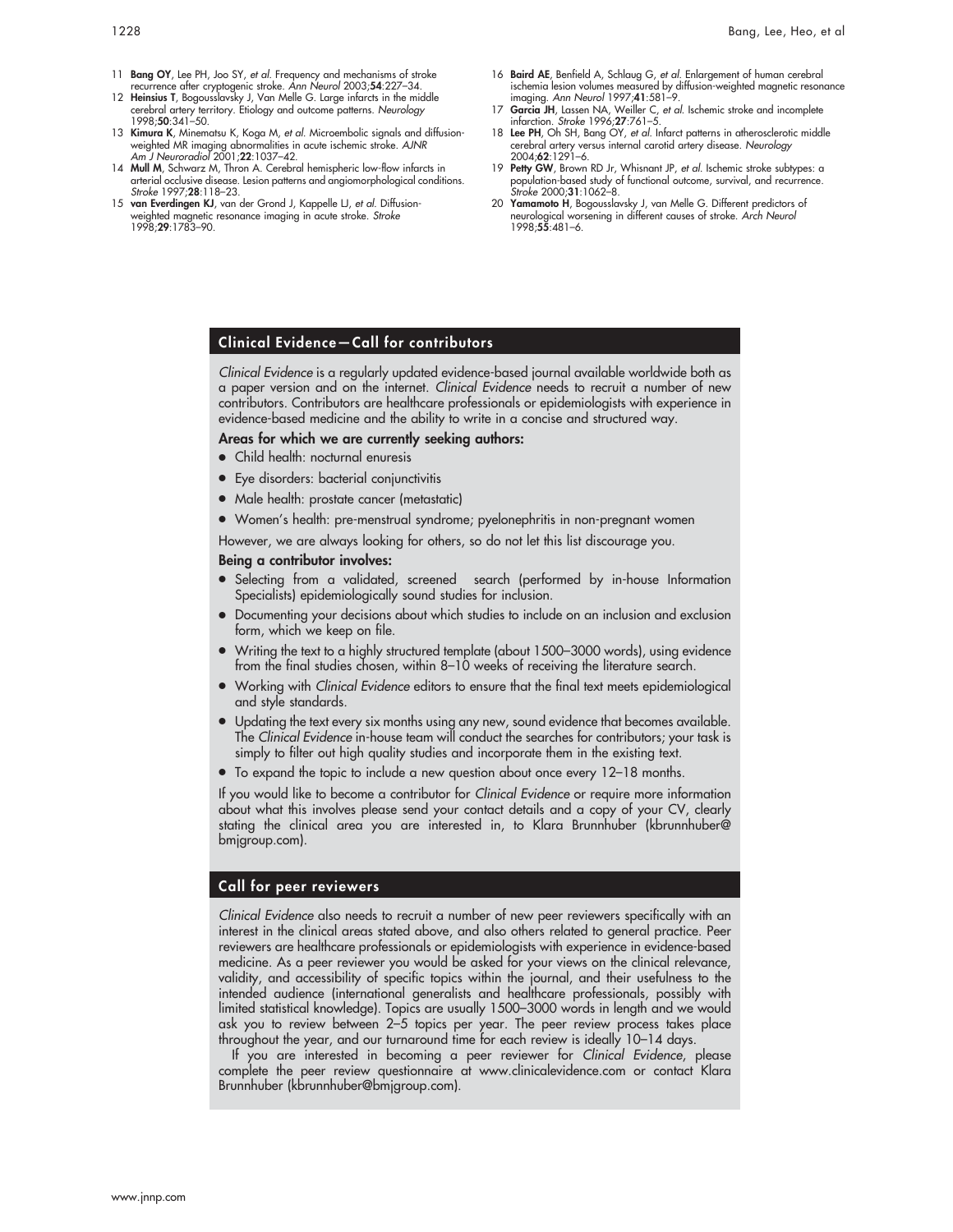11 **Bang OY**, Lee PH, Joo SY, *et al.* Frequency and mechanisms of stroke recurrence after cryptogenic stroke. *Ann Neurol* 2003;**54**:227–34.

12 **Heinsius T**, Bogousslavsky J, Van Melle G. Large infarcts in the middle cerebral artery territory. Etiology and outcome patterns. *Neurology* 1998;**50**:341–50.

13 **Kimura K**, Minematsu K, Koga M, *et al.* Microembolic signals and diffusion-weighted MR imaging abnormalities in acute ischemic stroke. *AJNR Am J Neuroradiol* 2001;**22**:1037–42.

14 **Mull M**, Schwarz M, Thron A. Cerebral hemispheric low-flow infarcts in arterial occlusive disease. Lesion patterns and angiomorphological conditions. *Stroke* 1997;**28**:118–23.

15 **van Everdingen KJ**, van der Grond J, Kappelle LJ, *et al.* Diffusion-weighted magnetic resonance imaging in acute stroke. *Stroke* 1998;**29**:1783–90.

16 **Baird AE**, Benfield A, Schlaug G, *et al.* Enlargement of human cerebral ischemia lesion volumes measured by diffusion-weighted magnetic resonance imaging. *Ann Neurol* 1997;**41**:581–9.

17 **Garcia JH**, Lassen NA, Weiller C, *et al.* Ischemic stroke and incomplete infarction. *Stroke* 1996;**27**:761–5.

18 **Lee PH**, Oh SH, Bang OY, *et al.* Infarct patterns in atherosclerotic middle cerebral artery versus internal carotid artery disease. *Neurology* 2004;**62**:1291–6.

19 **Petty GW**, Brown RD Jr, Whisnant JP, *et al.* Ischemic stroke subtypes: a population-based study of functional outcome, survival, and recurrence. *Stroke* 2000;**31**:1062–8.

20 **Yamamoto H**, Bogousslavsky J, van Melle G. Different predictors of neurological worsening in different causes of stroke. *Arch Neurol* 1998;**55**:481–6.

## Clinical Evidence—Call for contributors

*Clinical Evidence* is a regularly updated evidence-based journal available worldwide both as a paper version and on the internet. *Clinical Evidence* needs to recruit a number of new contributors. Contributors are healthcare professionals or epidemiologists with experience in evidence-based medicine and the ability to write in a concise and structured way.

**Areas for which we are currently seeking authors:**

- Child health: nocturnal enuresis
- Eye disorders: bacterial conjunctivitis
- Male health: prostate cancer (metastatic)
- Women's health: pre-menstrual syndrome; pyelonephritis in non-pregnant women

However, we are always looking for others, so do not let this list discourage you.

**Being a contributor involves:**

- Selecting from a validated, screened search (performed by in-house Information Specialists) epidemiologically sound studies for inclusion.
- Documenting your decisions about which studies to include on an inclusion and exclusion form, which we keep on file.
- Writing the text to a highly structured template (about 1500–3000 words), using evidence from the final studies chosen, within 8–10 weeks of receiving the literature search.
- Working with *Clinical Evidence* editors to ensure that the final text meets epidemiological and style standards.
- Updating the text every six months using any new, sound evidence that becomes available. The *Clinical Evidence* in-house team will conduct the searches for contributors; your task is simply to filter out high quality studies and incorporate them in the existing text.
- To expand the topic to include a new question about once every 12–18 months.

If you would like to become a contributor for *Clinical Evidence* or require more information about what this involves please send your contact details and a copy of your CV, clearly stating the clinical area you are interested in, to Klara Brunnhuber (kbrunnhuber@bmjgroup.com).

## Call for peer reviewers

*Clinical Evidence* also needs to recruit a number of new peer reviewers specifically with an interest in the clinical areas stated above, and also others related to general practice. Peer reviewers are healthcare professionals or epidemiologists with experience in evidence-based medicine. As a peer reviewer you would be asked for your views on the clinical relevance, validity, and accessibility of specific topics within the journal, and their usefulness to the intended audience (international generalists and healthcare professionals, possibly with limited statistical knowledge). Topics are usually 1500–3000 words in length and we would ask you to review between 2–5 topics per year. The peer review process takes place throughout the year, and our turnaround time for each review is ideally 10–14 days.

If you are interested in becoming a peer reviewer for *Clinical Evidence*, please complete the peer review questionnaire at www.clinicalevidence.com or contact Klara Brunnhuber (kbrunnhuber@bmjgroup.com).